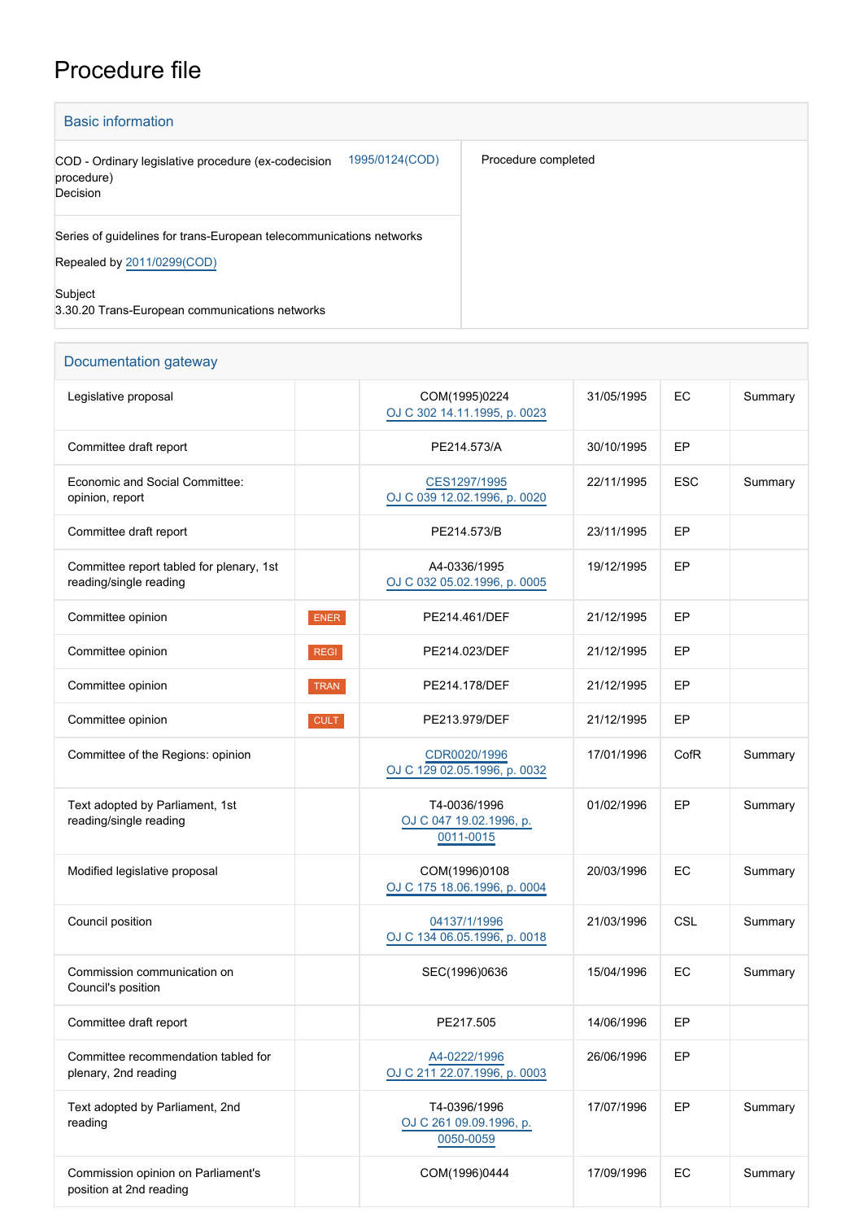# Procedure file

## Basic information

| | | |
|---|---|---|
| COD - Ordinary legislative procedure (ex-codecision procedure)<br>Decision | 1995/0124(COD) | Procedure completed |
| Series of guidelines for trans-European telecommunications networks<br><br>Repealed by 2011/0299(COD)<br><br>Subject<br>3.30.20 Trans-European communications networks | | |

## Documentation gateway

| | | | | | |
|---|---|---|---|---|---|
| Legislative proposal | | COM(1995)0224<br>OJ C 302 14.11.1995, p. 0023 | 31/05/1995 | EC | Summary |
| Committee draft report | | PE214.573/A | 30/10/1995 | EP | |
| Economic and Social Committee: opinion, report | | CES1297/1995<br>OJ C 039 12.02.1996, p. 0020 | 22/11/1995 | ESC | Summary |
| Committee draft report | | PE214.573/B | 23/11/1995 | EP | |
| Committee report tabled for plenary, 1st reading/single reading | | A4-0336/1995<br>OJ C 032 05.02.1996, p. 0005 | 19/12/1995 | EP | |
| Committee opinion | ENER | PE214.461/DEF | 21/12/1995 | EP | |
| Committee opinion | REGI | PE214.023/DEF | 21/12/1995 | EP | |
| Committee opinion | TRAN | PE214.178/DEF | 21/12/1995 | EP | |
| Committee opinion | CULT | PE213.979/DEF | 21/12/1995 | EP | |
| Committee of the Regions: opinion | | CDR0020/1996<br>OJ C 129 02.05.1996, p. 0032 | 17/01/1996 | CofR | Summary |
| Text adopted by Parliament, 1st reading/single reading | | T4-0036/1996<br>OJ C 047 19.02.1996, p. 0011-0015 | 01/02/1996 | EP | Summary |
| Modified legislative proposal | | COM(1996)0108<br>OJ C 175 18.06.1996, p. 0004 | 20/03/1996 | EC | Summary |
| Council position | | 04137/1/1996<br>OJ C 134 06.05.1996, p. 0018 | 21/03/1996 | CSL | Summary |
| Commission communication on Council's position | | SEC(1996)0636 | 15/04/1996 | EC | Summary |
| Committee draft report | | PE217.505 | 14/06/1996 | EP | |
| Committee recommendation tabled for plenary, 2nd reading | | A4-0222/1996<br>OJ C 211 22.07.1996, p. 0003 | 26/06/1996 | EP | |
| Text adopted by Parliament, 2nd reading | | T4-0396/1996<br>OJ C 261 09.09.1996, p. 0050-0059 | 17/07/1996 | EP | Summary |
| Commission opinion on Parliament's position at 2nd reading | | COM(1996)0444 | 17/09/1996 | EC | Summary |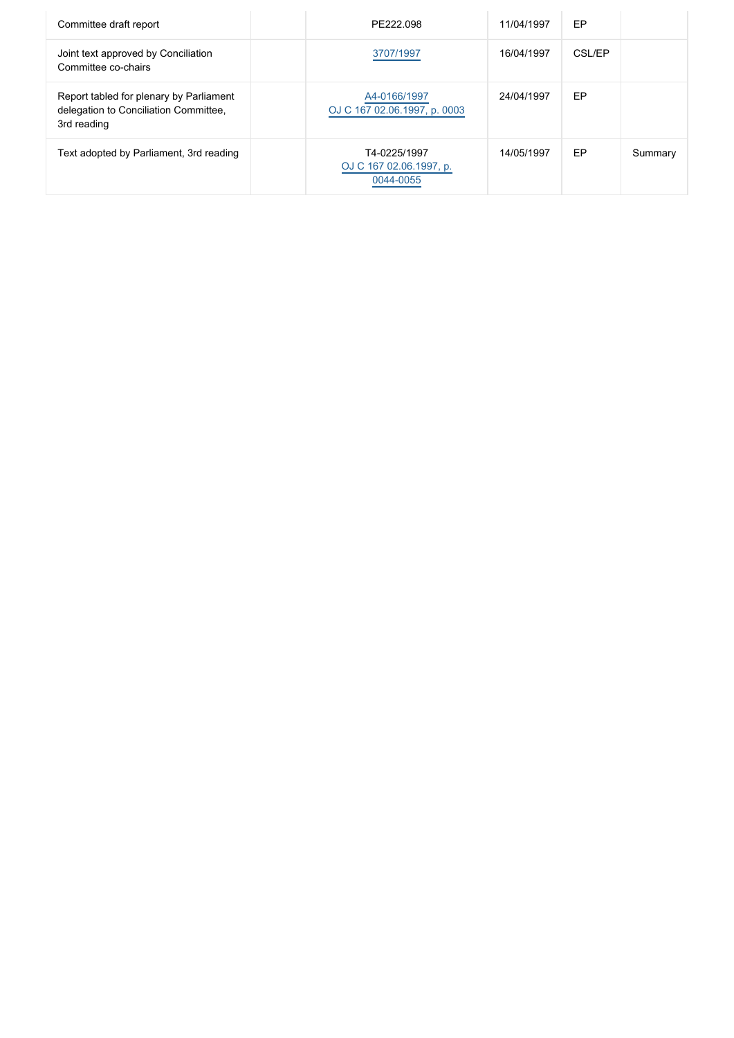| | | | | | |
|---|---|---|---|---|---|
| Committee draft report | | PE222.098 | 11/04/1997 | EP | |
| Joint text approved by Conciliation Committee co-chairs | | 3707/1997 | 16/04/1997 | CSL/EP | |
| Report tabled for plenary by Parliament delegation to Conciliation Committee, 3rd reading | | A4-0166/1997 OJ C 167 02.06.1997, p. 0003 | 24/04/1997 | EP | |
| Text adopted by Parliament, 3rd reading | | T4-0225/1997 OJ C 167 02.06.1997, p. 0044-0055 | 14/05/1997 | EP | Summary |